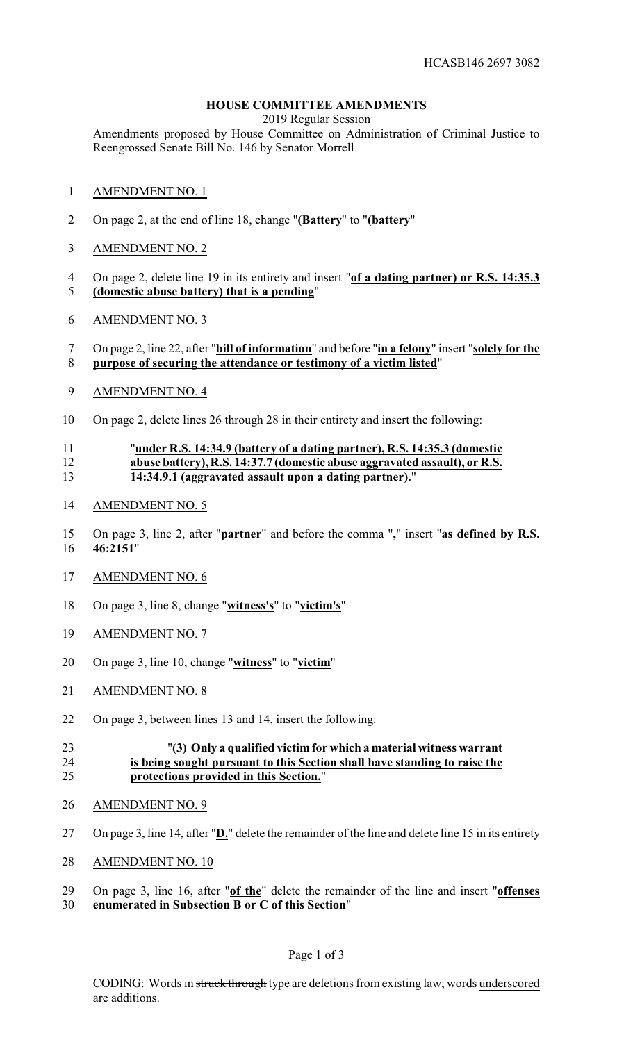HCASB146 2697 3082

## HOUSE COMMITTEE AMENDMENTS

2019 Regular Session

Amendments proposed by House Committee on Administration of Criminal Justice to Reengrossed Senate Bill No. 146 by Senator Morrell

AMENDMENT NO. 1

On page 2, at the end of line 18, change "**(Battery**" to "**(battery**"

AMENDMENT NO. 2

On page 2, delete line 19 in its entirety and insert "**of a dating partner) or R.S. 14:35.3 (domestic abuse battery) that is a pending**"

AMENDMENT NO. 3

On page 2, line 22, after "**bill of information**" and before "**in a felony**" insert "**solely for the purpose of securing the attendance or testimony of a victim listed**"

AMENDMENT NO. 4

On page 2, delete lines 26 through 28 in their entirety and insert the following:

"**under R.S. 14:34.9 (battery of a dating partner), R.S. 14:35.3 (domestic abuse battery), R.S. 14:37.7 (domestic abuse aggravated assault), or R.S. 14:34.9.1 (aggravated assault upon a dating partner).**"

AMENDMENT NO. 5

On page 3, line 2, after "**partner**" and before the comma "**,**" insert "**as defined by R.S. 46:2151**"

AMENDMENT NO. 6

On page 3, line 8, change "**witness's**" to "**victim's**"

AMENDMENT NO. 7

On page 3, line 10, change "**witness**" to "**victim**"

AMENDMENT NO. 8

On page 3, between lines 13 and 14, insert the following:

"**(3) Only a qualified victim for which a material witness warrant is being sought pursuant to this Section shall have standing to raise the protections provided in this Section.**"

AMENDMENT NO. 9

On page 3, line 14, after "**D.**" delete the remainder of the line and delete line 15 in its entirety

AMENDMENT NO. 10

On page 3, line 16, after "**of the**" delete the remainder of the line and insert "**offenses enumerated in Subsection B or C of this Section**"

CODING: Words in ~~struck through~~ type are deletions from existing law; words underscored are additions.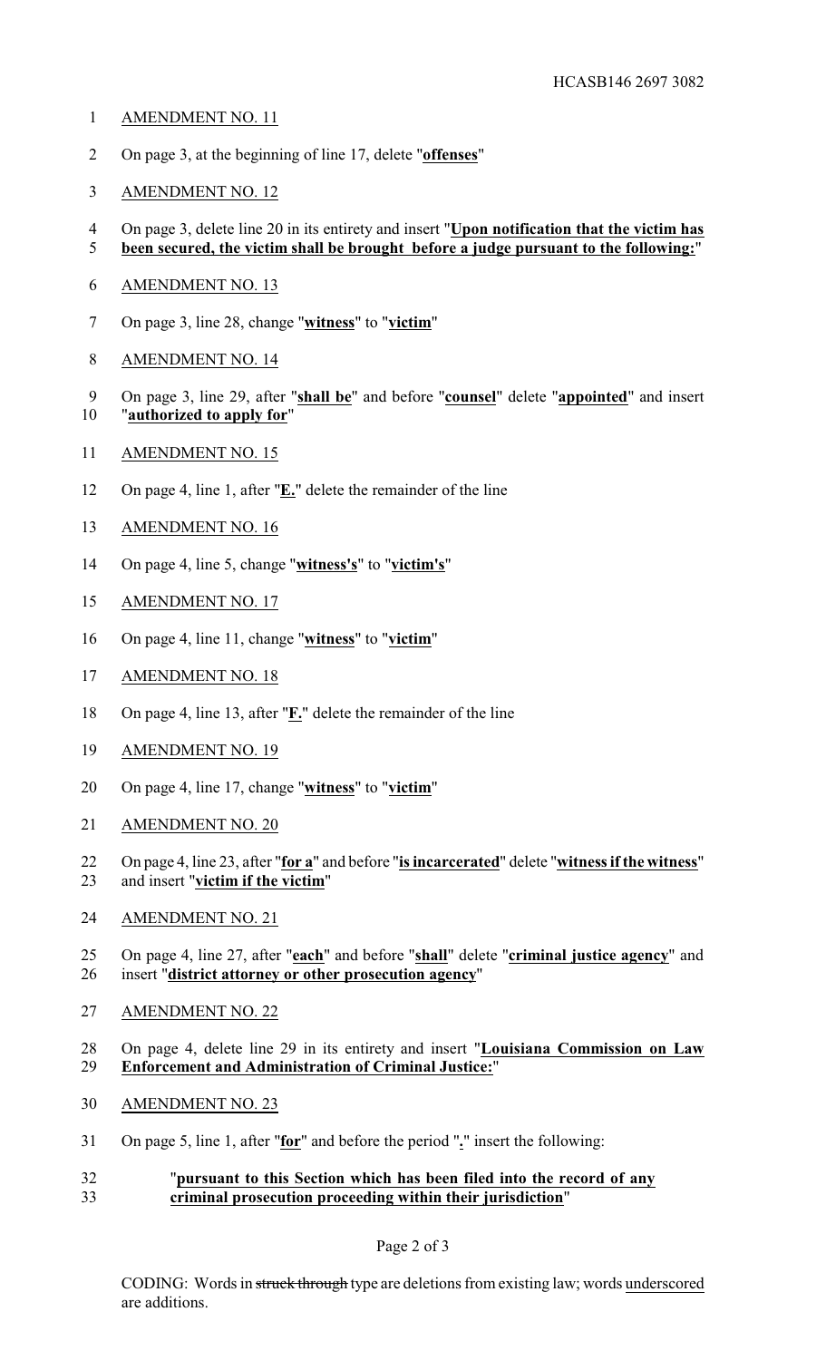AMENDMENT NO. 11

On page 3, at the beginning of line 17, delete "**offenses**"

AMENDMENT NO. 12

On page 3, delete line 20 in its entirety and insert "**Upon notification that the victim has been secured, the victim shall be brought before a judge pursuant to the following:**"

AMENDMENT NO. 13

On page 3, line 28, change "**witness**" to "**victim**"

AMENDMENT NO. 14

On page 3, line 29, after "**shall be**" and before "**counsel**" delete "**appointed**" and insert "**authorized to apply for**"

AMENDMENT NO. 15

On page 4, line 1, after "**E.**" delete the remainder of the line

AMENDMENT NO. 16

On page 4, line 5, change "**witness's**" to "**victim's**"

AMENDMENT NO. 17

On page 4, line 11, change "**witness**" to "**victim**"

AMENDMENT NO. 18

On page 4, line 13, after "**F.**" delete the remainder of the line

AMENDMENT NO. 19

On page 4, line 17, change "**witness**" to "**victim**"

AMENDMENT NO. 20

On page 4, line 23, after "**for a**" and before "**is incarcerated**" delete "**witness if the witness**" and insert "**victim if the victim**"

AMENDMENT NO. 21

On page 4, line 27, after "**each**" and before "**shall**" delete "**criminal justice agency**" and insert "**district attorney or other prosecution agency**"

AMENDMENT NO. 22

On page 4, delete line 29 in its entirety and insert "**Louisiana Commission on Law Enforcement and Administration of Criminal Justice:**"

AMENDMENT NO. 23

On page 5, line 1, after "**for**" and before the period "**.**" insert the following:

"**pursuant to this Section which has been filed into the record of any criminal prosecution proceeding within their jurisdiction**"

CODING: Words in ~~struck through~~ type are deletions from existing law; words underscored are additions.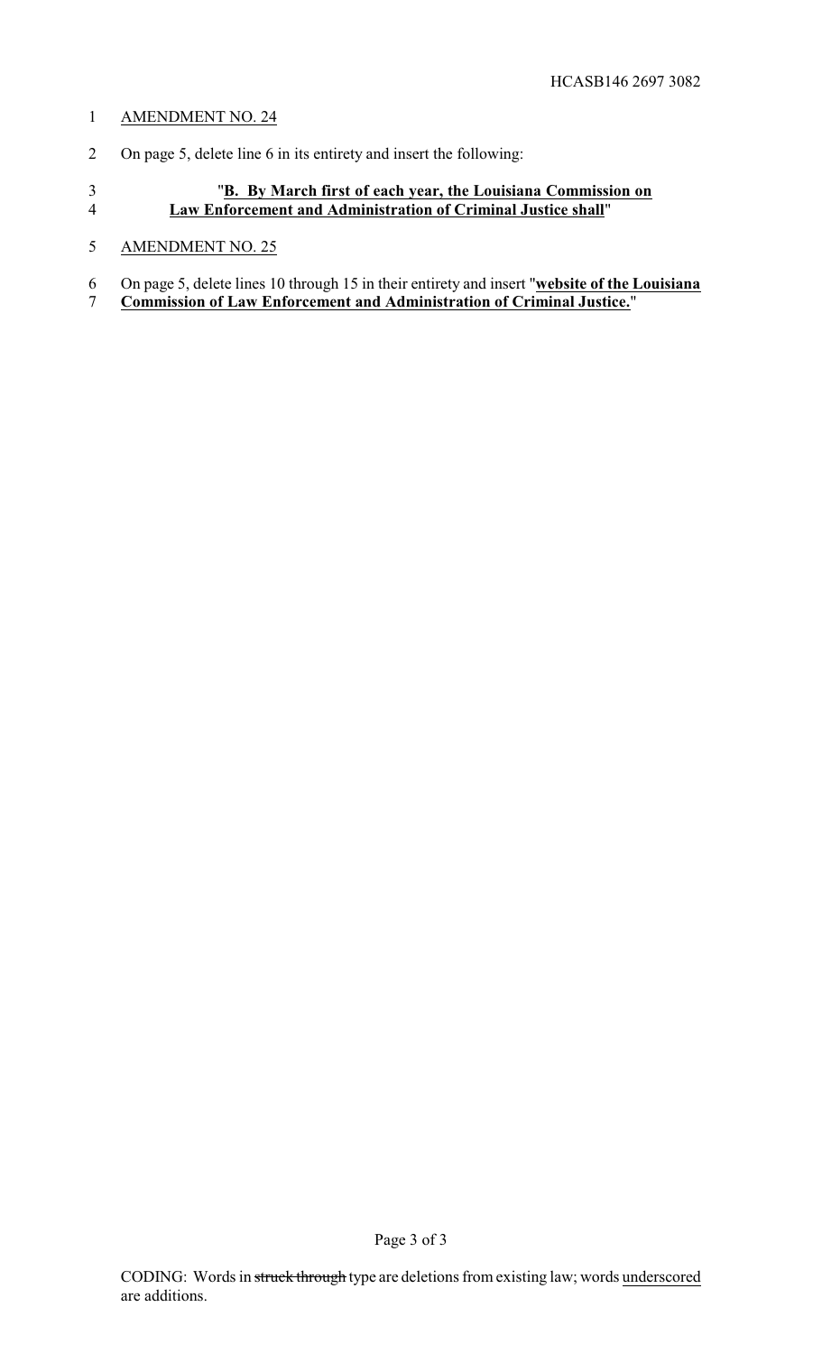HCASB146 2697 3082

AMENDMENT NO. 24

On page 5, delete line 6 in its entirety and insert the following:

"**B. By March first of each year, the Louisiana Commission on Law Enforcement and Administration of Criminal Justice shall**"

AMENDMENT NO. 25

On page 5, delete lines 10 through 15 in their entirety and insert "**website of the Louisiana Commission of Law Enforcement and Administration of Criminal Justice.**"

CODING: Words in ~~struck through~~ type are deletions from existing law; words underscored are additions.